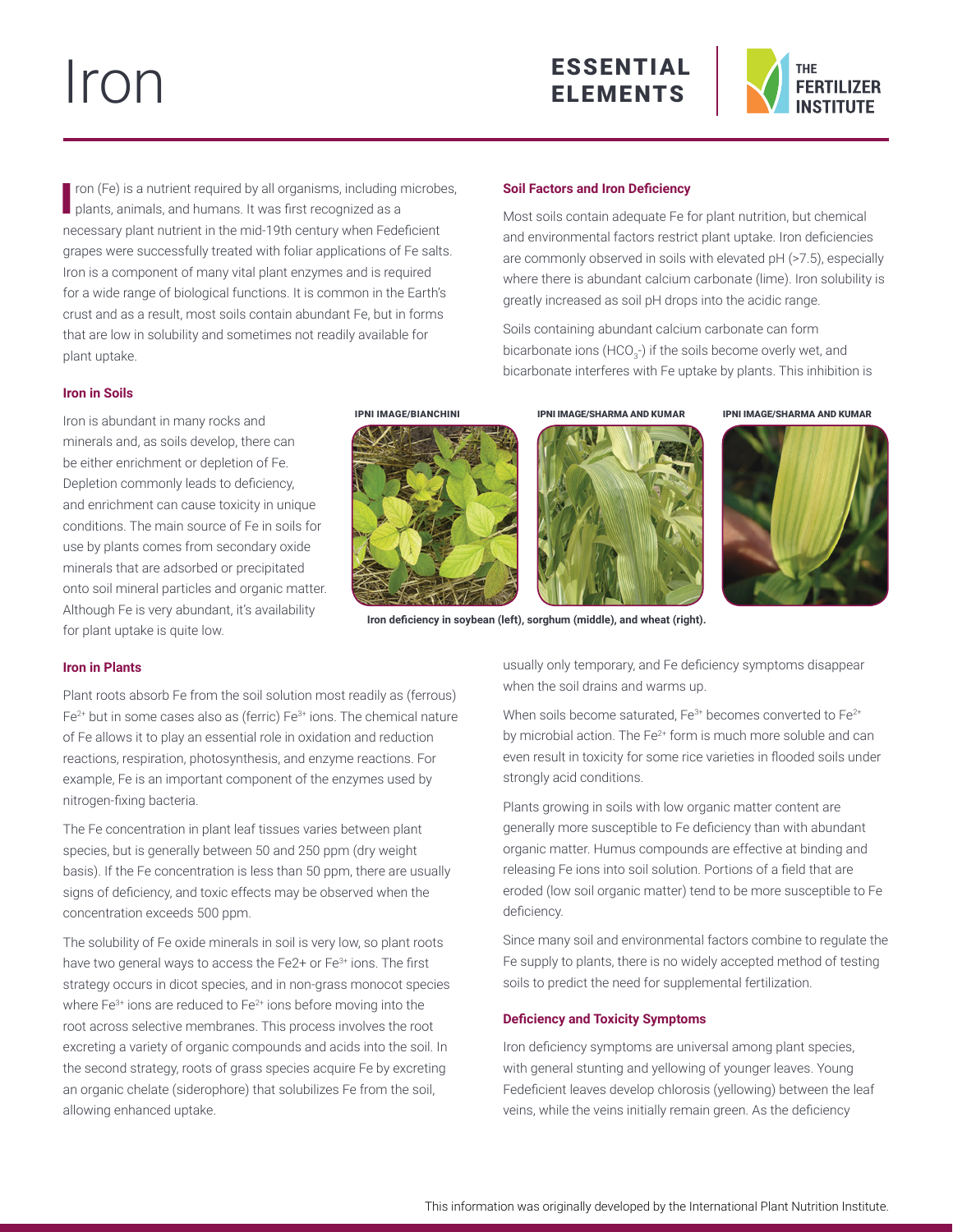# Iron

ESSENTIAL ELEMENTS

THE FERTILIZER INSTITUTE

Iron (Fe) is a nutrient required by all organisms, including microbes, plants, animals, and humans. It was first recognized as a necessary plant nutrient in the mid-19th century when Fedeficient grapes were successfully treated with foliar applications of Fe salts. Iron is a component of many vital plant enzymes and is required for a wide range of biological functions. It is common in the Earth's crust and as a result, most soils contain abundant Fe, but in forms that are low in solubility and sometimes not readily available for plant uptake.

### Iron in Soils

Iron is abundant in many rocks and minerals and, as soils develop, there can be either enrichment or depletion of Fe. Depletion commonly leads to deficiency, and enrichment can cause toxicity in unique conditions. The main source of Fe in soils for use by plants comes from secondary oxide minerals that are adsorbed or precipitated onto soil mineral particles and organic matter. Although Fe is very abundant, it's availability for plant uptake is quite low.

### Iron in Plants

Plant roots absorb Fe from the soil solution most readily as (ferrous) $Fe^{2+}$ but in some cases also as (ferric) $Fe^{3+}$ ions. The chemical nature of Fe allows it to play an essential role in oxidation and reduction reactions, respiration, photosynthesis, and enzyme reactions. For example, Fe is an important component of the enzymes used by nitrogen-fixing bacteria.

The Fe concentration in plant leaf tissues varies between plant species, but is generally between 50 and 250 ppm (dry weight basis). If the Fe concentration is less than 50 ppm, there are usually signs of deficiency, and toxic effects may be observed when the concentration exceeds 500 ppm.

The solubility of Fe oxide minerals in soil is very low, so plant roots have two general ways to access the Fe2+ or $Fe^{3+}$ ions. The first strategy occurs in dicot species, and in non-grass monocot species where $Fe^{3+}$ ions are reduced to $Fe^{2+}$ ions before moving into the root across selective membranes. This process involves the root excreting a variety of organic compounds and acids into the soil. In the second strategy, roots of grass species acquire Fe by excreting an organic chelate (siderophore) that solubilizes Fe from the soil, allowing enhanced uptake.

### Soil Factors and Iron Deficiency

Most soils contain adequate Fe for plant nutrition, but chemical and environmental factors restrict plant uptake. Iron deficiencies are commonly observed in soils with elevated pH (>7.5), especially where there is abundant calcium carbonate (lime). Iron solubility is greatly increased as soil pH drops into the acidic range.

Soils containing abundant calcium carbonate can form bicarbonate ions ($HCO_3^-$) if the soils become overly wet, and bicarbonate interferes with Fe uptake by plants. This inhibition is usually only temporary, and Fe deficiency symptoms disappear when the soil drains and warms up.

IPNI IMAGE/BIANCHINI — IPNI IMAGE/SHARMA AND KUMAR — IPNI IMAGE/SHARMA AND KUMAR

**Iron deficiency in soybean (left), sorghum (middle), and wheat (right).**

When soils become saturated, $Fe^{3+}$ becomes converted to $Fe^{2+}$ by microbial action. The $Fe^{2+}$ form is much more soluble and can even result in toxicity for some rice varieties in flooded soils under strongly acid conditions.

Plants growing in soils with low organic matter content are generally more susceptible to Fe deficiency than with abundant organic matter. Humus compounds are effective at binding and releasing Fe ions into soil solution. Portions of a field that are eroded (low soil organic matter) tend to be more susceptible to Fe deficiency.

Since many soil and environmental factors combine to regulate the Fe supply to plants, there is no widely accepted method of testing soils to predict the need for supplemental fertilization.

### Deficiency and Toxicity Symptoms

Iron deficiency symptoms are universal among plant species, with general stunting and yellowing of younger leaves. Young Fedeficient leaves develop chlorosis (yellowing) between the leaf veins, while the veins initially remain green. As the deficiency

This information was originally developed by the International Plant Nutrition Institute.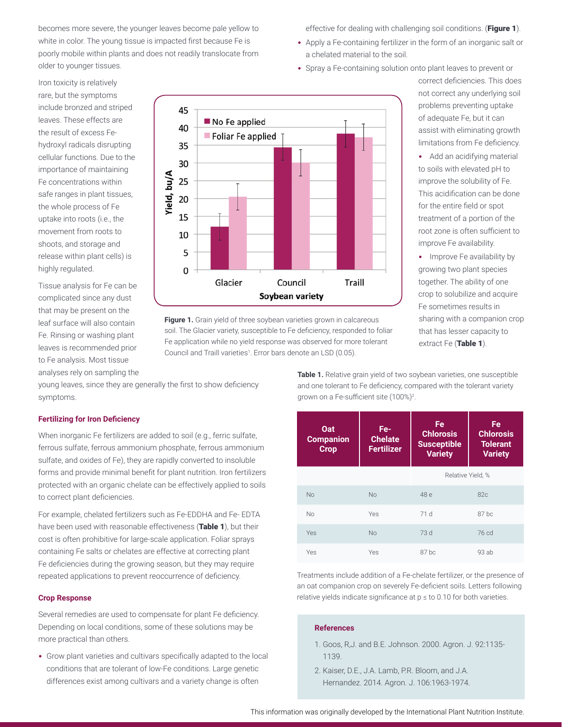becomes more severe, the younger leaves become pale yellow to white in color. The young tissue is impacted first because Fe is poorly mobile within plants and does not readily translocate from older to younger tissues.

Iron toxicity is relatively rare, but the symptoms include bronzed and striped leaves. These effects are the result of excess Fe-hydroxyl radicals disrupting cellular functions. Due to the importance of maintaining Fe concentrations within safe ranges in plant tissues, the whole process of Fe uptake into roots (i.e., the movement from roots to shoots, and storage and release within plant cells) is highly regulated.

Tissue analysis for Fe can be complicated since any dust that may be present on the leaf surface will also contain Fe. Rinsing or washing plant leaves is recommended prior to Fe analysis. Most tissue analyses rely on sampling the young leaves, since they are generally the first to show deficiency symptoms.

45
40
35
30
25
20
15
10
5
0

Yield, bu/A

No Fe applied
Foliar Fe applied

Glacier
Council
Traill

Soybean variety

**Figure 1.** Grain yield of three soybean varieties grown in calcareous soil. The Glacier variety, susceptible to Fe deficiency, responded to foliar Fe application while no yield response was observed for more tolerant Council and Traill varieties[1]. Error bars denote an LSD (0.05).

### Fertilizing for Iron Deficiency

When inorganic Fe fertilizers are added to soil (e.g., ferric sulfate, ferrous sulfate, ferrous ammonium phosphate, ferrous ammonium sulfate, and oxides of Fe), they are rapidly converted to insoluble forms and provide minimal benefit for plant nutrition. Iron fertilizers protected with an organic chelate can be effectively applied to soils to correct plant deficiencies.

For example, chelated fertilizers such as Fe-EDDHA and Fe- EDTA have been used with reasonable effectiveness (**Table 1**), but their cost is often prohibitive for large-scale application. Foliar sprays containing Fe salts or chelates are effective at correcting plant Fe deficiencies during the growing season, but they may require repeated applications to prevent reoccurrence of deficiency.

### Crop Response

Several remedies are used to compensate for plant Fe deficiency. Depending on local conditions, some of these solutions may be more practical than others.

- Grow plant varieties and cultivars specifically adapted to the local conditions that are tolerant of low-Fe conditions. Large genetic differences exist among cultivars and a variety change is often effective for dealing with challenging soil conditions. (**Figure 1**).
- Apply a Fe-containing fertilizer in the form of an inorganic salt or a chelated material to the soil.
- Spray a Fe-containing solution onto plant leaves to prevent or correct deficiencies. This does not correct any underlying soil problems preventing uptake of adequate Fe, but it can assist with eliminating growth limitations from Fe deficiency.
- Add an acidifying material to soils with elevated pH to improve the solubility of Fe. This acidification can be done for the entire field or spot treatment of a portion of the root zone is often sufficient to improve Fe availability.
- Improve Fe availability by growing two plant species together. The ability of one crop to solubilize and acquire Fe sometimes results in sharing with a companion crop that has lesser capacity to extract Fe (**Table 1**).

**Table 1.** Relative grain yield of two soybean varieties, one susceptible and one tolerant to Fe deficiency, compared with the tolerant variety grown on a Fe-sufficient site (100%)[2].

| Oat Companion Crop | Fe-Chelate Fertilizer | Fe Chlorosis Susceptible Variety | Fe Chlorosis Tolerant Variety |
|---|---|---|---|
| | | Relative Yield, % | |
| No | No | 48 e | 82c |
| No | Yes | 71 d | 87 bc |
| Yes | No | 73 d | 76 cd |
| Yes | Yes | 87 bc | 93 ab |

Treatments include addition of a Fe-chelate fertilizer, or the presence of an oat companion crop on severely Fe-deficient soils. Letters following relative yields indicate significance at p ≤ to 0.10 for both varieties.

### References

1. Goos, R,J. and B.E. Johnson. 2000. Agron. J. 92:1135-1139.
2. Kaiser, D.E., J.A. Lamb, P.R. Bloom, and J.A. Hernandez. 2014. Agron. J. 106:1963-1974.

This information was originally developed by the International Plant Nutrition Institute.